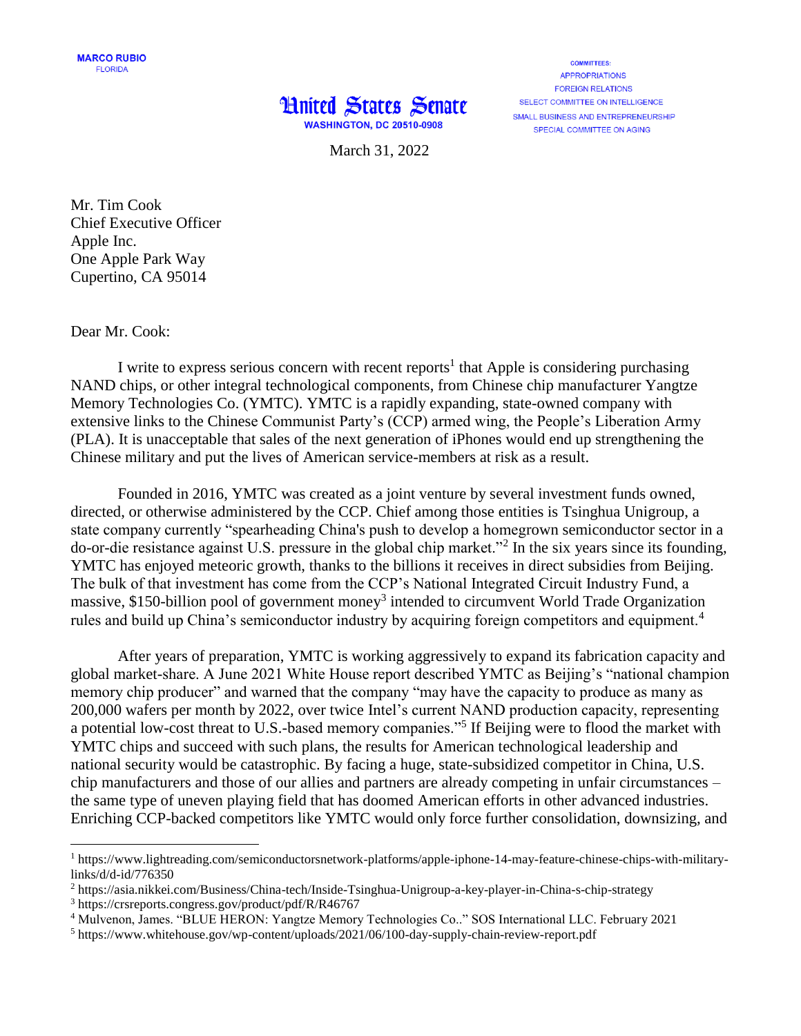MARCO RUBIO
FLORIDA

COMMITTEES:
APPROPRIATIONS
FOREIGN RELATIONS
SELECT COMMITTEE ON INTELLIGENCE
SMALL BUSINESS AND ENTREPRENEURSHIP
SPECIAL COMMITTEE ON AGING

United States Senate
WASHINGTON, DC 20510-0908

March 31, 2022

Mr. Tim Cook
Chief Executive Officer
Apple Inc.
One Apple Park Way
Cupertino, CA 95014

Dear Mr. Cook:

I write to express serious concern with recent reports[1] that Apple is considering purchasing NAND chips, or other integral technological components, from Chinese chip manufacturer Yangtze Memory Technologies Co. (YMTC). YMTC is a rapidly expanding, state-owned company with extensive links to the Chinese Communist Party's (CCP) armed wing, the People's Liberation Army (PLA). It is unacceptable that sales of the next generation of iPhones would end up strengthening the Chinese military and put the lives of American service-members at risk as a result.

Founded in 2016, YMTC was created as a joint venture by several investment funds owned, directed, or otherwise administered by the CCP. Chief among those entities is Tsinghua Unigroup, a state company currently "spearheading China's push to develop a homegrown semiconductor sector in a do-or-die resistance against U.S. pressure in the global chip market."[2] In the six years since its founding, YMTC has enjoyed meteoric growth, thanks to the billions it receives in direct subsidies from Beijing. The bulk of that investment has come from the CCP's National Integrated Circuit Industry Fund, a massive, $150-billion pool of government money[3] intended to circumvent World Trade Organization rules and build up China's semiconductor industry by acquiring foreign competitors and equipment.[4]

After years of preparation, YMTC is working aggressively to expand its fabrication capacity and global market-share. A June 2021 White House report described YMTC as Beijing's "national champion memory chip producer" and warned that the company "may have the capacity to produce as many as 200,000 wafers per month by 2022, over twice Intel's current NAND production capacity, representing a potential low-cost threat to U.S.-based memory companies."[5] If Beijing were to flood the market with YMTC chips and succeed with such plans, the results for American technological leadership and national security would be catastrophic. By facing a huge, state-subsidized competitor in China, U.S. chip manufacturers and those of our allies and partners are already competing in unfair circumstances – the same type of uneven playing field that has doomed American efforts in other advanced industries. Enriching CCP-backed competitors like YMTC would only force further consolidation, downsizing, and

---

[1] https://www.lightreading.com/semiconductorsnetwork-platforms/apple-iphone-14-may-feature-chinese-chips-with-military-links/d/d-id/776350

[2] https://asia.nikkei.com/Business/China-tech/Inside-Tsinghua-Unigroup-a-key-player-in-China-s-chip-strategy

[3] https://crsreports.congress.gov/product/pdf/R/R46767

[4] Mulvenon, James. "BLUE HERON: Yangtze Memory Technologies Co.." SOS International LLC. February 2021

[5] https://www.whitehouse.gov/wp-content/uploads/2021/06/100-day-supply-chain-review-report.pdf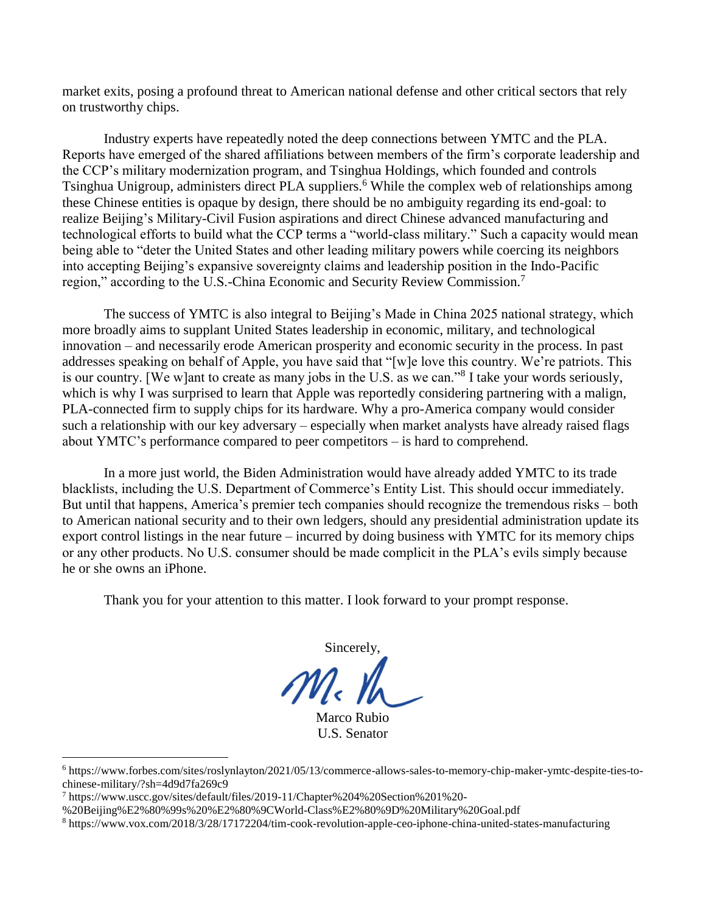market exits, posing a profound threat to American national defense and other critical sectors that rely on trustworthy chips.

Industry experts have repeatedly noted the deep connections between YMTC and the PLA. Reports have emerged of the shared affiliations between members of the firm's corporate leadership and the CCP's military modernization program, and Tsinghua Holdings, which founded and controls Tsinghua Unigroup, administers direct PLA suppliers.[6] While the complex web of relationships among these Chinese entities is opaque by design, there should be no ambiguity regarding its end-goal: to realize Beijing's Military-Civil Fusion aspirations and direct Chinese advanced manufacturing and technological efforts to build what the CCP terms a "world-class military." Such a capacity would mean being able to "deter the United States and other leading military powers while coercing its neighbors into accepting Beijing's expansive sovereignty claims and leadership position in the Indo-Pacific region," according to the U.S.-China Economic and Security Review Commission.[7]

The success of YMTC is also integral to Beijing's Made in China 2025 national strategy, which more broadly aims to supplant United States leadership in economic, military, and technological innovation – and necessarily erode American prosperity and economic security in the process. In past addresses speaking on behalf of Apple, you have said that "[w]e love this country. We're patriots. This is our country. [We w]ant to create as many jobs in the U.S. as we can."[8] I take your words seriously, which is why I was surprised to learn that Apple was reportedly considering partnering with a malign, PLA-connected firm to supply chips for its hardware. Why a pro-America company would consider such a relationship with our key adversary – especially when market analysts have already raised flags about YMTC's performance compared to peer competitors – is hard to comprehend.

In a more just world, the Biden Administration would have already added YMTC to its trade blacklists, including the U.S. Department of Commerce's Entity List. This should occur immediately. But until that happens, America's premier tech companies should recognize the tremendous risks – both to American national security and to their own ledgers, should any presidential administration update its export control listings in the near future – incurred by doing business with YMTC for its memory chips or any other products. No U.S. consumer should be made complicit in the PLA's evils simply because he or she owns an iPhone.

Thank you for your attention to this matter. I look forward to your prompt response.

Sincerely,

Marco Rubio
U.S. Senator

---

[6] https://www.forbes.com/sites/roslynlayton/2021/05/13/commerce-allows-sales-to-memory-chip-maker-ymtc-despite-ties-to-chinese-military/?sh=4d9d7fa269c9

[7] https://www.uscc.gov/sites/default/files/2019-11/Chapter%204%20Section%201%20-%20Beijing%E2%80%99s%20%E2%80%9CWorld-Class%E2%80%9D%20Military%20Goal.pdf

[8] https://www.vox.com/2018/3/28/17172204/tim-cook-revolution-apple-ceo-iphone-china-united-states-manufacturing